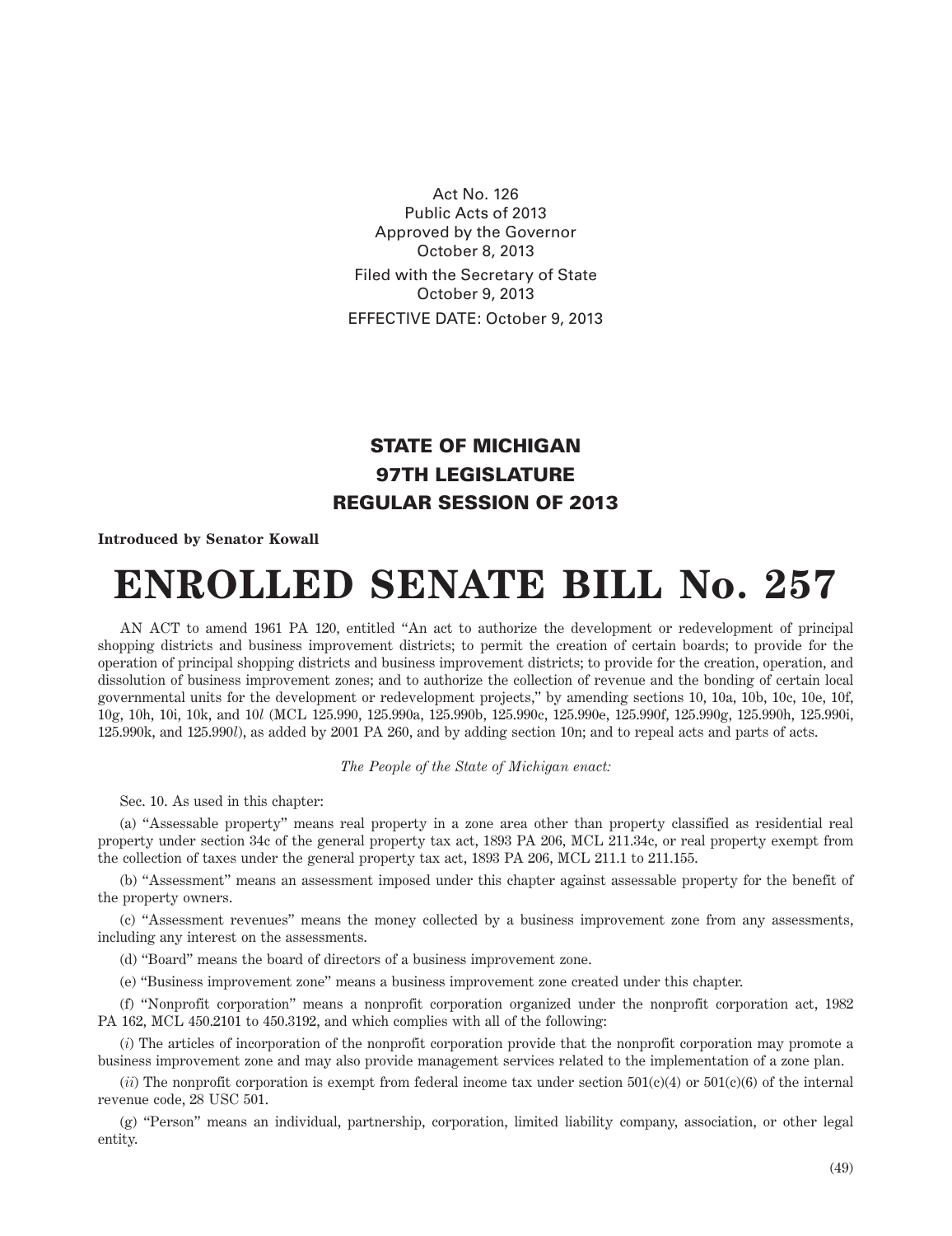Act No. 126
Public Acts of 2013
Approved by the Governor
October 8, 2013

Filed with the Secretary of State
October 9, 2013

EFFECTIVE DATE: October 9, 2013

## STATE OF MICHIGAN
## 97TH LEGISLATURE
## REGULAR SESSION OF 2013

**Introduced by Senator Kowall**

# ENROLLED SENATE BILL No. 257

AN ACT to amend 1961 PA 120, entitled "An act to authorize the development or redevelopment of principal shopping districts and business improvement districts; to permit the creation of certain boards; to provide for the operation of principal shopping districts and business improvement districts; to provide for the creation, operation, and dissolution of business improvement zones; and to authorize the collection of revenue and the bonding of certain local governmental units for the development or redevelopment projects," by amending sections 10, 10a, 10b, 10c, 10e, 10f, 10g, 10h, 10i, 10k, and 10*l* (MCL 125.990, 125.990a, 125.990b, 125.990c, 125.990e, 125.990f, 125.990g, 125.990h, 125.990i, 125.990k, and 125.990*l*), as added by 2001 PA 260, and by adding section 10n; and to repeal acts and parts of acts.

*The People of the State of Michigan enact:*

Sec. 10. As used in this chapter:

(a) "Assessable property" means real property in a zone area other than property classified as residential real property under section 34c of the general property tax act, 1893 PA 206, MCL 211.34c, or real property exempt from the collection of taxes under the general property tax act, 1893 PA 206, MCL 211.1 to 211.155.

(b) "Assessment" means an assessment imposed under this chapter against assessable property for the benefit of the property owners.

(c) "Assessment revenues" means the money collected by a business improvement zone from any assessments, including any interest on the assessments.

(d) "Board" means the board of directors of a business improvement zone.

(e) "Business improvement zone" means a business improvement zone created under this chapter.

(f) "Nonprofit corporation" means a nonprofit corporation organized under the nonprofit corporation act, 1982 PA 162, MCL 450.2101 to 450.3192, and which complies with all of the following:

(*i*) The articles of incorporation of the nonprofit corporation provide that the nonprofit corporation may promote a business improvement zone and may also provide management services related to the implementation of a zone plan.

(*ii*) The nonprofit corporation is exempt from federal income tax under section 501(c)(4) or 501(c)(6) of the internal revenue code, 28 USC 501.

(g) "Person" means an individual, partnership, corporation, limited liability company, association, or other legal entity.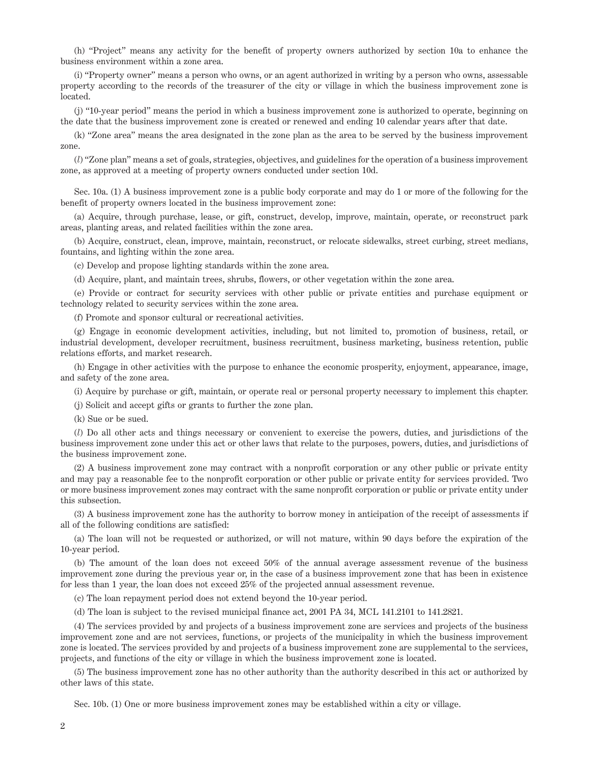(h) "Project" means any activity for the benefit of property owners authorized by section 10a to enhance the business environment within a zone area.

(i) "Property owner" means a person who owns, or an agent authorized in writing by a person who owns, assessable property according to the records of the treasurer of the city or village in which the business improvement zone is located.

(j) "10-year period" means the period in which a business improvement zone is authorized to operate, beginning on the date that the business improvement zone is created or renewed and ending 10 calendar years after that date.

(k) "Zone area" means the area designated in the zone plan as the area to be served by the business improvement zone.

(*l*) "Zone plan" means a set of goals, strategies, objectives, and guidelines for the operation of a business improvement zone, as approved at a meeting of property owners conducted under section 10d.

Sec. 10a. (1) A business improvement zone is a public body corporate and may do 1 or more of the following for the benefit of property owners located in the business improvement zone:

(a) Acquire, through purchase, lease, or gift, construct, develop, improve, maintain, operate, or reconstruct park areas, planting areas, and related facilities within the zone area.

(b) Acquire, construct, clean, improve, maintain, reconstruct, or relocate sidewalks, street curbing, street medians, fountains, and lighting within the zone area.

(c) Develop and propose lighting standards within the zone area.

(d) Acquire, plant, and maintain trees, shrubs, flowers, or other vegetation within the zone area.

(e) Provide or contract for security services with other public or private entities and purchase equipment or technology related to security services within the zone area.

(f) Promote and sponsor cultural or recreational activities.

(g) Engage in economic development activities, including, but not limited to, promotion of business, retail, or industrial development, developer recruitment, business recruitment, business marketing, business retention, public relations efforts, and market research.

(h) Engage in other activities with the purpose to enhance the economic prosperity, enjoyment, appearance, image, and safety of the zone area.

(i) Acquire by purchase or gift, maintain, or operate real or personal property necessary to implement this chapter.

(j) Solicit and accept gifts or grants to further the zone plan.

(k) Sue or be sued.

(*l*) Do all other acts and things necessary or convenient to exercise the powers, duties, and jurisdictions of the business improvement zone under this act or other laws that relate to the purposes, powers, duties, and jurisdictions of the business improvement zone.

(2) A business improvement zone may contract with a nonprofit corporation or any other public or private entity and may pay a reasonable fee to the nonprofit corporation or other public or private entity for services provided. Two or more business improvement zones may contract with the same nonprofit corporation or public or private entity under this subsection.

(3) A business improvement zone has the authority to borrow money in anticipation of the receipt of assessments if all of the following conditions are satisfied:

(a) The loan will not be requested or authorized, or will not mature, within 90 days before the expiration of the 10-year period.

(b) The amount of the loan does not exceed 50% of the annual average assessment revenue of the business improvement zone during the previous year or, in the case of a business improvement zone that has been in existence for less than 1 year, the loan does not exceed 25% of the projected annual assessment revenue.

(c) The loan repayment period does not extend beyond the 10-year period.

(d) The loan is subject to the revised municipal finance act, 2001 PA 34, MCL 141.2101 to 141.2821.

(4) The services provided by and projects of a business improvement zone are services and projects of the business improvement zone and are not services, functions, or projects of the municipality in which the business improvement zone is located. The services provided by and projects of a business improvement zone are supplemental to the services, projects, and functions of the city or village in which the business improvement zone is located.

(5) The business improvement zone has no other authority than the authority described in this act or authorized by other laws of this state.

Sec. 10b. (1) One or more business improvement zones may be established within a city or village.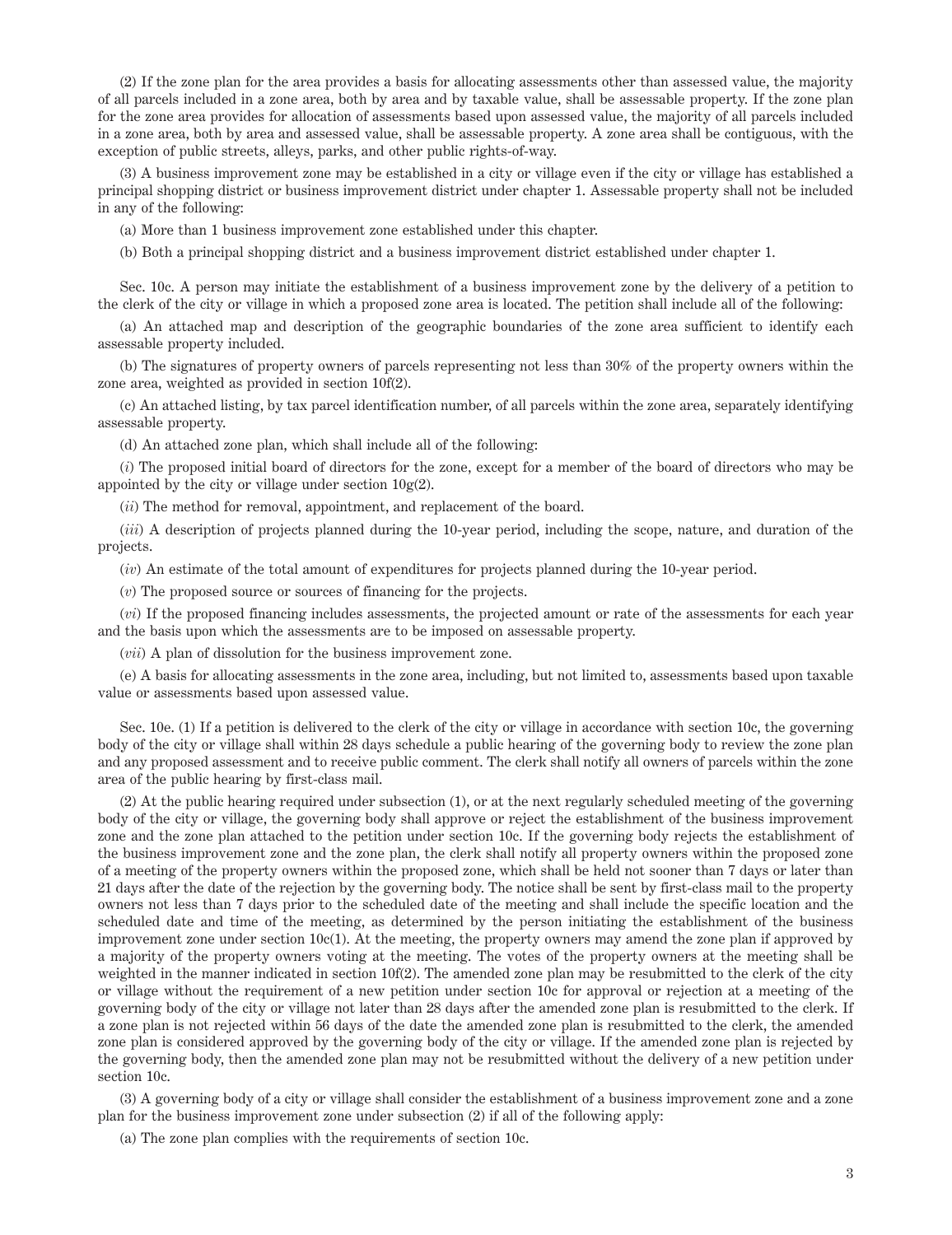(2) If the zone plan for the area provides a basis for allocating assessments other than assessed value, the majority of all parcels included in a zone area, both by area and by taxable value, shall be assessable property. If the zone plan for the zone area provides for allocation of assessments based upon assessed value, the majority of all parcels included in a zone area, both by area and assessed value, shall be assessable property. A zone area shall be contiguous, with the exception of public streets, alleys, parks, and other public rights-of-way.

(3) A business improvement zone may be established in a city or village even if the city or village has established a principal shopping district or business improvement district under chapter 1. Assessable property shall not be included in any of the following:

(a) More than 1 business improvement zone established under this chapter.

(b) Both a principal shopping district and a business improvement district established under chapter 1.

Sec. 10c. A person may initiate the establishment of a business improvement zone by the delivery of a petition to the clerk of the city or village in which a proposed zone area is located. The petition shall include all of the following:

(a) An attached map and description of the geographic boundaries of the zone area sufficient to identify each assessable property included.

(b) The signatures of property owners of parcels representing not less than 30% of the property owners within the zone area, weighted as provided in section 10f(2).

(c) An attached listing, by tax parcel identification number, of all parcels within the zone area, separately identifying assessable property.

(d) An attached zone plan, which shall include all of the following:

(*i*) The proposed initial board of directors for the zone, except for a member of the board of directors who may be appointed by the city or village under section 10g(2).

(*ii*) The method for removal, appointment, and replacement of the board.

(*iii*) A description of projects planned during the 10-year period, including the scope, nature, and duration of the projects.

(*iv*) An estimate of the total amount of expenditures for projects planned during the 10-year period.

(*v*) The proposed source or sources of financing for the projects.

(*vi*) If the proposed financing includes assessments, the projected amount or rate of the assessments for each year and the basis upon which the assessments are to be imposed on assessable property.

(*vii*) A plan of dissolution for the business improvement zone.

(e) A basis for allocating assessments in the zone area, including, but not limited to, assessments based upon taxable value or assessments based upon assessed value.

Sec. 10e. (1) If a petition is delivered to the clerk of the city or village in accordance with section 10c, the governing body of the city or village shall within 28 days schedule a public hearing of the governing body to review the zone plan and any proposed assessment and to receive public comment. The clerk shall notify all owners of parcels within the zone area of the public hearing by first-class mail.

(2) At the public hearing required under subsection (1), or at the next regularly scheduled meeting of the governing body of the city or village, the governing body shall approve or reject the establishment of the business improvement zone and the zone plan attached to the petition under section 10c. If the governing body rejects the establishment of the business improvement zone and the zone plan, the clerk shall notify all property owners within the proposed zone of a meeting of the property owners within the proposed zone, which shall be held not sooner than 7 days or later than 21 days after the date of the rejection by the governing body. The notice shall be sent by first-class mail to the property owners not less than 7 days prior to the scheduled date of the meeting and shall include the specific location and the scheduled date and time of the meeting, as determined by the person initiating the establishment of the business improvement zone under section 10c(1). At the meeting, the property owners may amend the zone plan if approved by a majority of the property owners voting at the meeting. The votes of the property owners at the meeting shall be weighted in the manner indicated in section 10f(2). The amended zone plan may be resubmitted to the clerk of the city or village without the requirement of a new petition under section 10c for approval or rejection at a meeting of the governing body of the city or village not later than 28 days after the amended zone plan is resubmitted to the clerk. If a zone plan is not rejected within 56 days of the date the amended zone plan is resubmitted to the clerk, the amended zone plan is considered approved by the governing body of the city or village. If the amended zone plan is rejected by the governing body, then the amended zone plan may not be resubmitted without the delivery of a new petition under section 10c.

(3) A governing body of a city or village shall consider the establishment of a business improvement zone and a zone plan for the business improvement zone under subsection (2) if all of the following apply:

(a) The zone plan complies with the requirements of section 10c.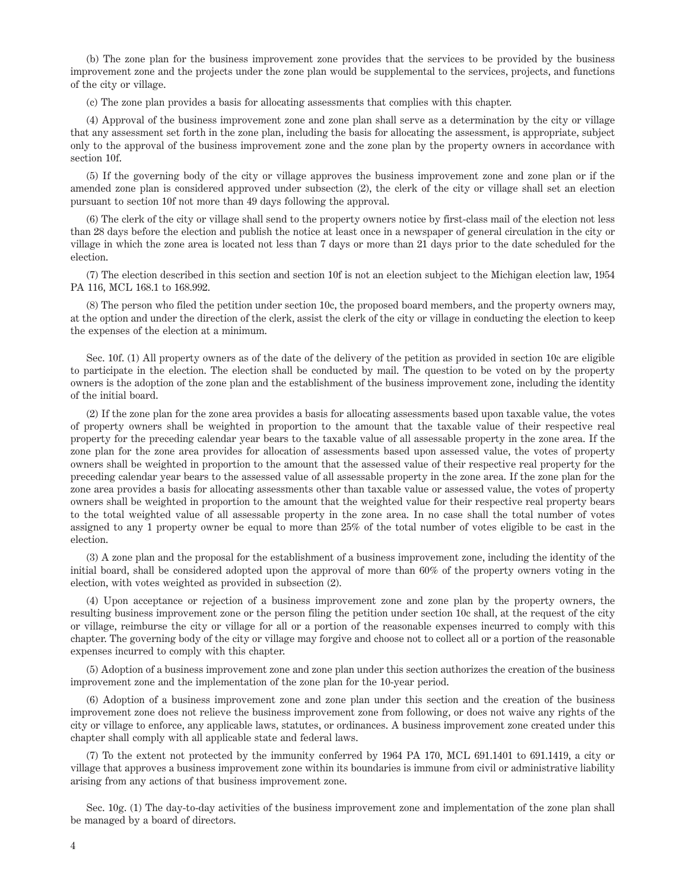(b) The zone plan for the business improvement zone provides that the services to be provided by the business improvement zone and the projects under the zone plan would be supplemental to the services, projects, and functions of the city or village.

(c) The zone plan provides a basis for allocating assessments that complies with this chapter.

(4) Approval of the business improvement zone and zone plan shall serve as a determination by the city or village that any assessment set forth in the zone plan, including the basis for allocating the assessment, is appropriate, subject only to the approval of the business improvement zone and the zone plan by the property owners in accordance with section 10f.

(5) If the governing body of the city or village approves the business improvement zone and zone plan or if the amended zone plan is considered approved under subsection (2), the clerk of the city or village shall set an election pursuant to section 10f not more than 49 days following the approval.

(6) The clerk of the city or village shall send to the property owners notice by first-class mail of the election not less than 28 days before the election and publish the notice at least once in a newspaper of general circulation in the city or village in which the zone area is located not less than 7 days or more than 21 days prior to the date scheduled for the election.

(7) The election described in this section and section 10f is not an election subject to the Michigan election law, 1954 PA 116, MCL 168.1 to 168.992.

(8) The person who filed the petition under section 10c, the proposed board members, and the property owners may, at the option and under the direction of the clerk, assist the clerk of the city or village in conducting the election to keep the expenses of the election at a minimum.

Sec. 10f. (1) All property owners as of the date of the delivery of the petition as provided in section 10c are eligible to participate in the election. The election shall be conducted by mail. The question to be voted on by the property owners is the adoption of the zone plan and the establishment of the business improvement zone, including the identity of the initial board.

(2) If the zone plan for the zone area provides a basis for allocating assessments based upon taxable value, the votes of property owners shall be weighted in proportion to the amount that the taxable value of their respective real property for the preceding calendar year bears to the taxable value of all assessable property in the zone area. If the zone plan for the zone area provides for allocation of assessments based upon assessed value, the votes of property owners shall be weighted in proportion to the amount that the assessed value of their respective real property for the preceding calendar year bears to the assessed value of all assessable property in the zone area. If the zone plan for the zone area provides a basis for allocating assessments other than taxable value or assessed value, the votes of property owners shall be weighted in proportion to the amount that the weighted value for their respective real property bears to the total weighted value of all assessable property in the zone area. In no case shall the total number of votes assigned to any 1 property owner be equal to more than 25% of the total number of votes eligible to be cast in the election.

(3) A zone plan and the proposal for the establishment of a business improvement zone, including the identity of the initial board, shall be considered adopted upon the approval of more than 60% of the property owners voting in the election, with votes weighted as provided in subsection (2).

(4) Upon acceptance or rejection of a business improvement zone and zone plan by the property owners, the resulting business improvement zone or the person filing the petition under section 10c shall, at the request of the city or village, reimburse the city or village for all or a portion of the reasonable expenses incurred to comply with this chapter. The governing body of the city or village may forgive and choose not to collect all or a portion of the reasonable expenses incurred to comply with this chapter.

(5) Adoption of a business improvement zone and zone plan under this section authorizes the creation of the business improvement zone and the implementation of the zone plan for the 10-year period.

(6) Adoption of a business improvement zone and zone plan under this section and the creation of the business improvement zone does not relieve the business improvement zone from following, or does not waive any rights of the city or village to enforce, any applicable laws, statutes, or ordinances. A business improvement zone created under this chapter shall comply with all applicable state and federal laws.

(7) To the extent not protected by the immunity conferred by 1964 PA 170, MCL 691.1401 to 691.1419, a city or village that approves a business improvement zone within its boundaries is immune from civil or administrative liability arising from any actions of that business improvement zone.

Sec. 10g. (1) The day-to-day activities of the business improvement zone and implementation of the zone plan shall be managed by a board of directors.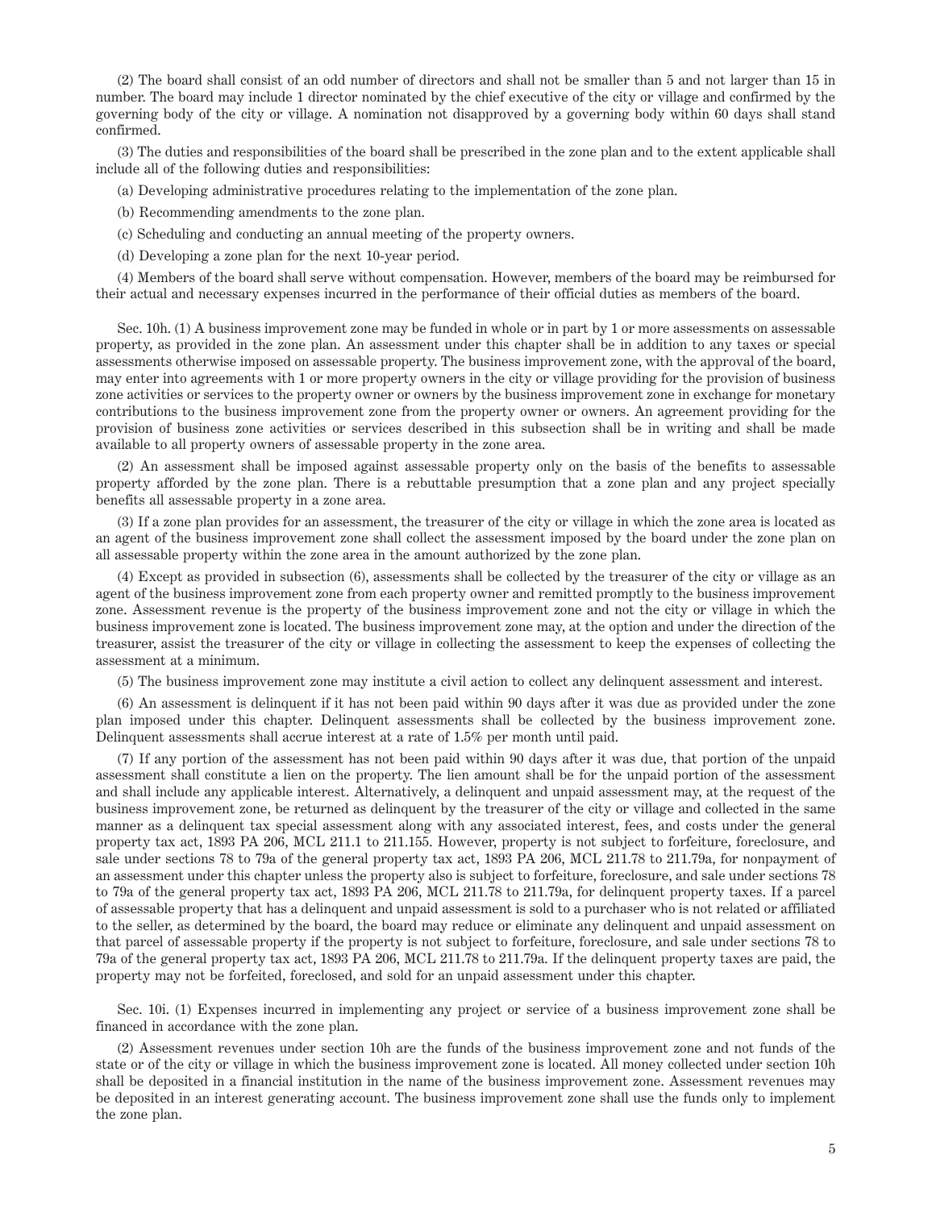(2) The board shall consist of an odd number of directors and shall not be smaller than 5 and not larger than 15 in number. The board may include 1 director nominated by the chief executive of the city or village and confirmed by the governing body of the city or village. A nomination not disapproved by a governing body within 60 days shall stand confirmed.

(3) The duties and responsibilities of the board shall be prescribed in the zone plan and to the extent applicable shall include all of the following duties and responsibilities:

(a) Developing administrative procedures relating to the implementation of the zone plan.

(b) Recommending amendments to the zone plan.

(c) Scheduling and conducting an annual meeting of the property owners.

(d) Developing a zone plan for the next 10-year period.

(4) Members of the board shall serve without compensation. However, members of the board may be reimbursed for their actual and necessary expenses incurred in the performance of their official duties as members of the board.

Sec. 10h. (1) A business improvement zone may be funded in whole or in part by 1 or more assessments on assessable property, as provided in the zone plan. An assessment under this chapter shall be in addition to any taxes or special assessments otherwise imposed on assessable property. The business improvement zone, with the approval of the board, may enter into agreements with 1 or more property owners in the city or village providing for the provision of business zone activities or services to the property owner or owners by the business improvement zone in exchange for monetary contributions to the business improvement zone from the property owner or owners. An agreement providing for the provision of business zone activities or services described in this subsection shall be in writing and shall be made available to all property owners of assessable property in the zone area.

(2) An assessment shall be imposed against assessable property only on the basis of the benefits to assessable property afforded by the zone plan. There is a rebuttable presumption that a zone plan and any project specially benefits all assessable property in a zone area.

(3) If a zone plan provides for an assessment, the treasurer of the city or village in which the zone area is located as an agent of the business improvement zone shall collect the assessment imposed by the board under the zone plan on all assessable property within the zone area in the amount authorized by the zone plan.

(4) Except as provided in subsection (6), assessments shall be collected by the treasurer of the city or village as an agent of the business improvement zone from each property owner and remitted promptly to the business improvement zone. Assessment revenue is the property of the business improvement zone and not the city or village in which the business improvement zone is located. The business improvement zone may, at the option and under the direction of the treasurer, assist the treasurer of the city or village in collecting the assessment to keep the expenses of collecting the assessment at a minimum.

(5) The business improvement zone may institute a civil action to collect any delinquent assessment and interest.

(6) An assessment is delinquent if it has not been paid within 90 days after it was due as provided under the zone plan imposed under this chapter. Delinquent assessments shall be collected by the business improvement zone. Delinquent assessments shall accrue interest at a rate of 1.5% per month until paid.

(7) If any portion of the assessment has not been paid within 90 days after it was due, that portion of the unpaid assessment shall constitute a lien on the property. The lien amount shall be for the unpaid portion of the assessment and shall include any applicable interest. Alternatively, a delinquent and unpaid assessment may, at the request of the business improvement zone, be returned as delinquent by the treasurer of the city or village and collected in the same manner as a delinquent tax special assessment along with any associated interest, fees, and costs under the general property tax act, 1893 PA 206, MCL 211.1 to 211.155. However, property is not subject to forfeiture, foreclosure, and sale under sections 78 to 79a of the general property tax act, 1893 PA 206, MCL 211.78 to 211.79a, for nonpayment of an assessment under this chapter unless the property also is subject to forfeiture, foreclosure, and sale under sections 78 to 79a of the general property tax act, 1893 PA 206, MCL 211.78 to 211.79a, for delinquent property taxes. If a parcel of assessable property that has a delinquent and unpaid assessment is sold to a purchaser who is not related or affiliated to the seller, as determined by the board, the board may reduce or eliminate any delinquent and unpaid assessment on that parcel of assessable property if the property is not subject to forfeiture, foreclosure, and sale under sections 78 to 79a of the general property tax act, 1893 PA 206, MCL 211.78 to 211.79a. If the delinquent property taxes are paid, the property may not be forfeited, foreclosed, and sold for an unpaid assessment under this chapter.

Sec. 10i. (1) Expenses incurred in implementing any project or service of a business improvement zone shall be financed in accordance with the zone plan.

(2) Assessment revenues under section 10h are the funds of the business improvement zone and not funds of the state or of the city or village in which the business improvement zone is located. All money collected under section 10h shall be deposited in a financial institution in the name of the business improvement zone. Assessment revenues may be deposited in an interest generating account. The business improvement zone shall use the funds only to implement the zone plan.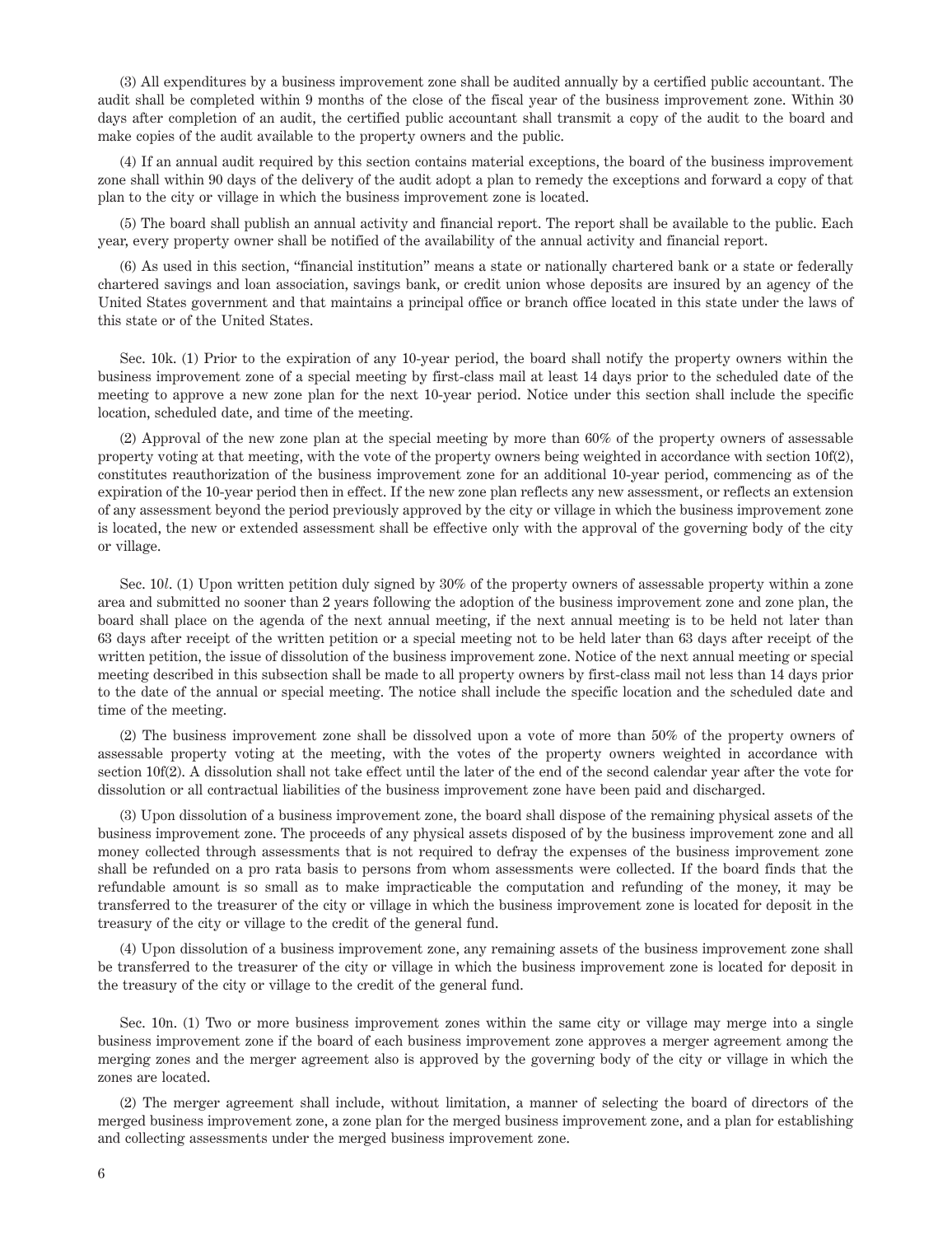(3) All expenditures by a business improvement zone shall be audited annually by a certified public accountant. The audit shall be completed within 9 months of the close of the fiscal year of the business improvement zone. Within 30 days after completion of an audit, the certified public accountant shall transmit a copy of the audit to the board and make copies of the audit available to the property owners and the public.

(4) If an annual audit required by this section contains material exceptions, the board of the business improvement zone shall within 90 days of the delivery of the audit adopt a plan to remedy the exceptions and forward a copy of that plan to the city or village in which the business improvement zone is located.

(5) The board shall publish an annual activity and financial report. The report shall be available to the public. Each year, every property owner shall be notified of the availability of the annual activity and financial report.

(6) As used in this section, "financial institution" means a state or nationally chartered bank or a state or federally chartered savings and loan association, savings bank, or credit union whose deposits are insured by an agency of the United States government and that maintains a principal office or branch office located in this state under the laws of this state or of the United States.

Sec. 10k. (1) Prior to the expiration of any 10-year period, the board shall notify the property owners within the business improvement zone of a special meeting by first-class mail at least 14 days prior to the scheduled date of the meeting to approve a new zone plan for the next 10-year period. Notice under this section shall include the specific location, scheduled date, and time of the meeting.

(2) Approval of the new zone plan at the special meeting by more than 60% of the property owners of assessable property voting at that meeting, with the vote of the property owners being weighted in accordance with section 10f(2), constitutes reauthorization of the business improvement zone for an additional 10-year period, commencing as of the expiration of the 10-year period then in effect. If the new zone plan reflects any new assessment, or reflects an extension of any assessment beyond the period previously approved by the city or village in which the business improvement zone is located, the new or extended assessment shall be effective only with the approval of the governing body of the city or village.

Sec. 10*l*. (1) Upon written petition duly signed by 30% of the property owners of assessable property within a zone area and submitted no sooner than 2 years following the adoption of the business improvement zone and zone plan, the board shall place on the agenda of the next annual meeting, if the next annual meeting is to be held not later than 63 days after receipt of the written petition or a special meeting not to be held later than 63 days after receipt of the written petition, the issue of dissolution of the business improvement zone. Notice of the next annual meeting or special meeting described in this subsection shall be made to all property owners by first-class mail not less than 14 days prior to the date of the annual or special meeting. The notice shall include the specific location and the scheduled date and time of the meeting.

(2) The business improvement zone shall be dissolved upon a vote of more than 50% of the property owners of assessable property voting at the meeting, with the votes of the property owners weighted in accordance with section 10f(2). A dissolution shall not take effect until the later of the end of the second calendar year after the vote for dissolution or all contractual liabilities of the business improvement zone have been paid and discharged.

(3) Upon dissolution of a business improvement zone, the board shall dispose of the remaining physical assets of the business improvement zone. The proceeds of any physical assets disposed of by the business improvement zone and all money collected through assessments that is not required to defray the expenses of the business improvement zone shall be refunded on a pro rata basis to persons from whom assessments were collected. If the board finds that the refundable amount is so small as to make impracticable the computation and refunding of the money, it may be transferred to the treasurer of the city or village in which the business improvement zone is located for deposit in the treasury of the city or village to the credit of the general fund.

(4) Upon dissolution of a business improvement zone, any remaining assets of the business improvement zone shall be transferred to the treasurer of the city or village in which the business improvement zone is located for deposit in the treasury of the city or village to the credit of the general fund.

Sec. 10n. (1) Two or more business improvement zones within the same city or village may merge into a single business improvement zone if the board of each business improvement zone approves a merger agreement among the merging zones and the merger agreement also is approved by the governing body of the city or village in which the zones are located.

(2) The merger agreement shall include, without limitation, a manner of selecting the board of directors of the merged business improvement zone, a zone plan for the merged business improvement zone, and a plan for establishing and collecting assessments under the merged business improvement zone.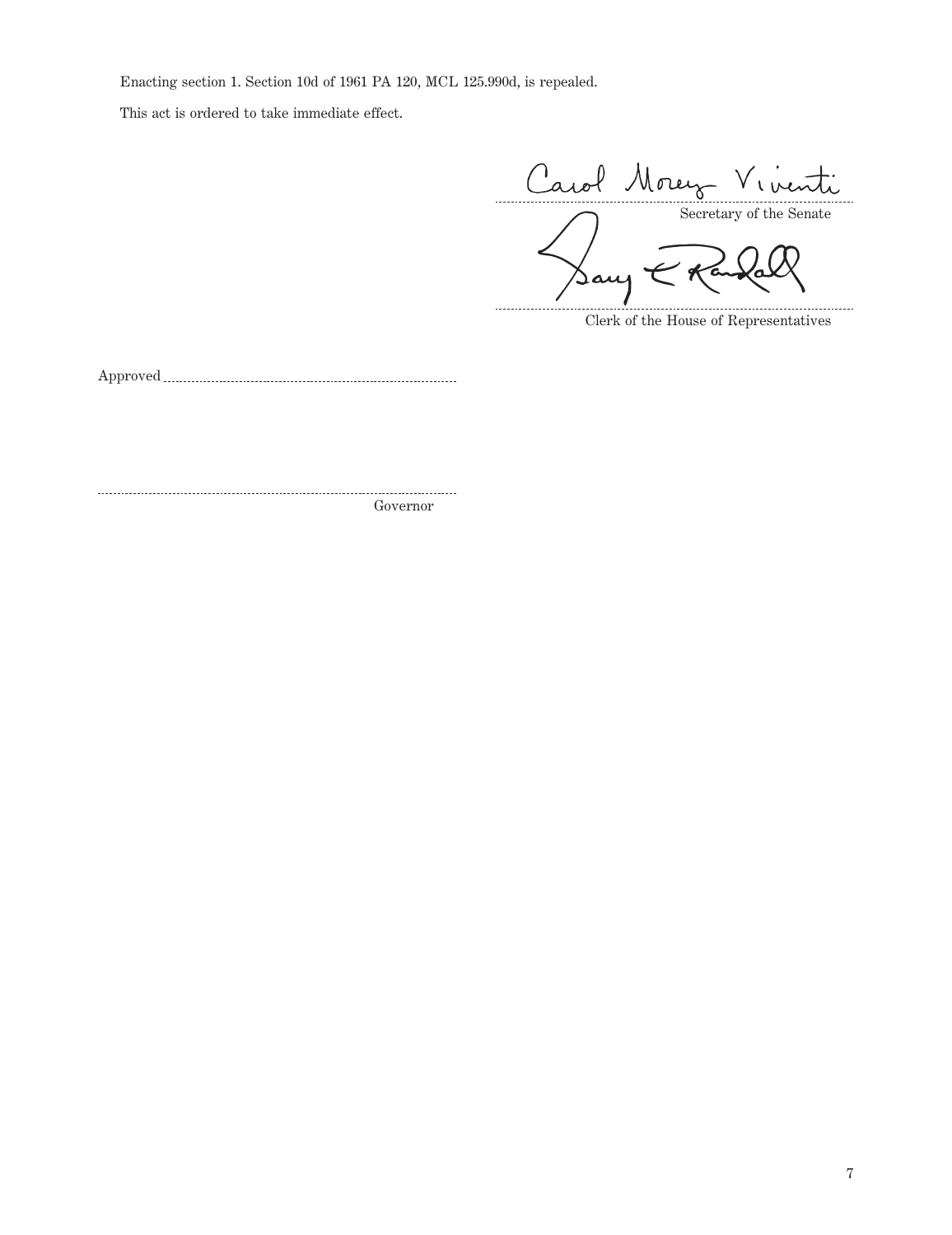Enacting section 1. Section 10d of 1961 PA 120, MCL 125.990d, is repealed.

This act is ordered to take immediate effect.

Carol Morey Viventi

Secretary of the Senate

Gary L Randall

Clerk of the House of Representatives

Approved ..........................................................

..........................................................

Governor